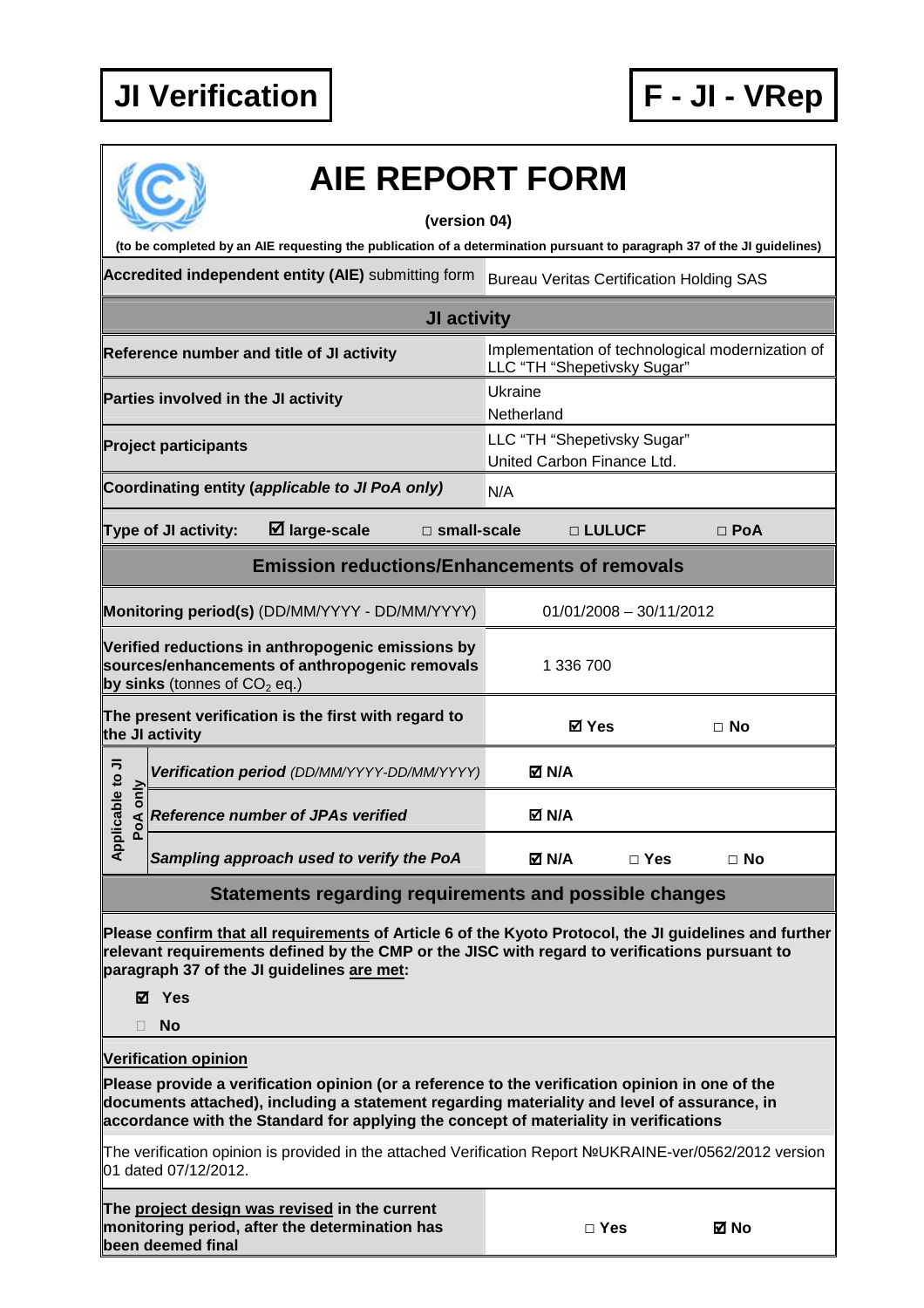**JI Verification** | **F - JI - VRep**

# AIE REPORT FORM

**(version 04)**

**(to be completed by an AIE requesting the publication of a determination pursuant to paragraph 37 of the JI guidelines)**

| **Accredited independent entity (AIE)** submitting form | Bureau Veritas Certification Holding SAS | | |
|---|---|---|---|
| **JI activity** | | | |
| **Reference number and title of JI activity** | Implementation of technological modernization of LLC "TH "Shepetivsky Sugar" | | |
| **Parties involved in the JI activity** | Ukraine<br>Netherland | | |
| **Project participants** | LLC "TH "Shepetivsky Sugar"<br>United Carbon Finance Ltd. | | |
| **Coordinating entity (*applicable to JI PoA only*)** | N/A | | |
| **Type of JI activity:** ☑ **large-scale** | □ **small-scale** | □ **LULUCF** | □ **PoA** |
| **Emission reductions/Enhancements of removals** | | | |
| **Monitoring period(s)** (DD/MM/YYYY - DD/MM/YYYY) | 01/01/2008 – 30/11/2012 | | |
| **Verified reductions in anthropogenic emissions by sources/enhancements of anthropogenic removals by sinks** (tonnes of $CO_2$ eq.) | 1 336 700 | | |
| **The present verification is the first with regard to the JI activity** | ☑ **Yes** | □ **No** | |
| **Applicable to JI PoA only:** ***Verification period*** *(DD/MM/YYYY-DD/MM/YYYY)* | ☑ **N/A** | | |
| **Applicable to JI PoA only:** ***Reference number of JPAs verified*** | ☑ **N/A** | | |
| **Applicable to JI PoA only:** ***Sampling approach used to verify the PoA*** | ☑ **N/A** | □ **Yes** | □ **No** |

## Statements regarding requirements and possible changes

**Please confirm that all requirements of Article 6 of the Kyoto Protocol, the JI guidelines and further relevant requirements defined by the CMP or the JISC with regard to verifications pursuant to paragraph 37 of the JI guidelines are met:**

- ☑ **Yes**
- □ **No**

**Verification opinion**

**Please provide a verification opinion (or a reference to the verification opinion in one of the documents attached), including a statement regarding materiality and level of assurance, in accordance with the Standard for applying the concept of materiality in verifications**

The verification opinion is provided in the attached Verification Report №UKRAINE-ver/0562/2012 version 01 dated 07/12/2012.

| **The project design was revised in the current monitoring period, after the determination has been deemed final** | □ **Yes** | ☑ **No** |
|---|---|---|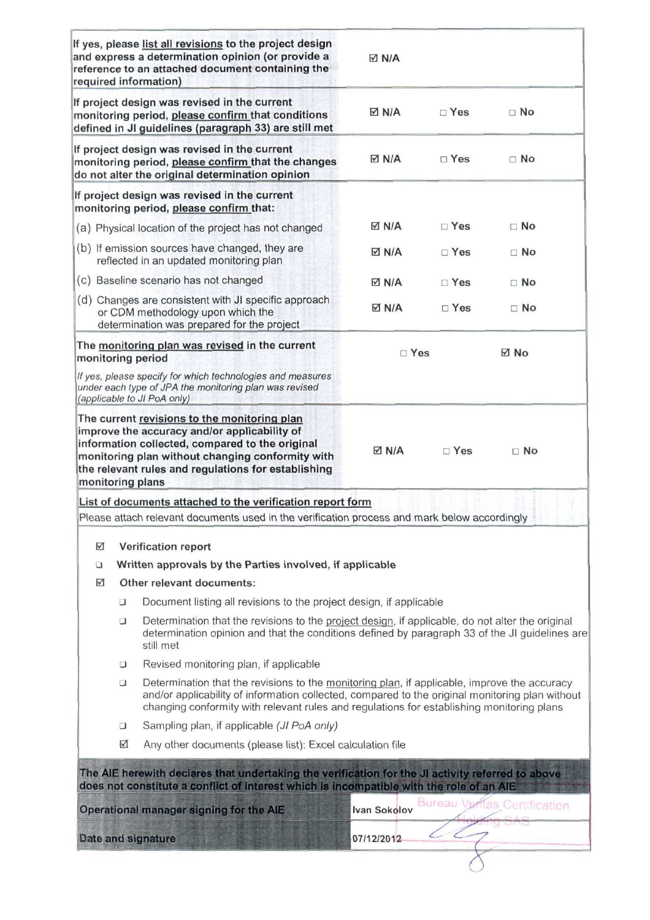| | | | |
|---|---|---|---|
| If yes, please list all revisions to the project design and express a determination opinion (or provide a reference to an attached document containing the required information) | ☑ N/A | | |
| If project design was revised in the current monitoring period, please confirm that conditions defined in JI guidelines (paragraph 33) are still met | ☑ N/A | ☐ Yes | ☐ No |
| If project design was revised in the current monitoring period, please confirm that the changes do not alter the original determination opinion | ☑ N/A | ☐ Yes | ☐ No |
| If project design was revised in the current monitoring period, please confirm that: | | | |
| (a) Physical location of the project has not changed | ☑ N/A | ☐ Yes | ☐ No |
| (b) If emission sources have changed, they are reflected in an updated monitoring plan | ☑ N/A | ☐ Yes | ☐ No |
| (c) Baseline scenario has not changed | ☑ N/A | ☐ Yes | ☐ No |
| (d) Changes are consistent with JI specific approach or CDM methodology upon which the determination was prepared for the project | ☑ N/A | ☐ Yes | ☐ No |
| The monitoring plan was revised in the current monitoring period<br>*If yes, please specify for which technologies and measures under each type of JPA the monitoring plan was revised (applicable to JI PoA only)* | | ☐ Yes | ☑ No |
| The current revisions to the monitoring plan improve the accuracy and/or applicability of information collected, compared to the original monitoring plan without changing conformity with the relevant rules and regulations for establishing monitoring plans | ☑ N/A | ☐ Yes | ☐ No |

**List of documents attached to the verification report form**

Please attach relevant documents used in the verification process and mark below accordingly

- ☑ **Verification report**
- ☐ **Written approvals by the Parties involved, if applicable**
- ☑ **Other relevant documents:**
  - ☐ Document listing all revisions to the project design, if applicable
  - ☐ Determination that the revisions to the project design, if applicable, do not alter the original determination opinion and that the conditions defined by paragraph 33 of the JI guidelines are still met
  - ☐ Revised monitoring plan, if applicable
  - ☐ Determination that the revisions to the monitoring plan, if applicable, improve the accuracy and/or applicability of information collected, compared to the original monitoring plan without changing conformity with relevant rules and regulations for establishing monitoring plans
  - ☐ Sampling plan, if applicable *(JI PoA only)*
  - ☑ Any other documents (please list): Excel calculation file

**The AIE herewith declares that undertaking the verification for the JI activity referred to above does not constitute a conflict of interest which is incompatible with the role of an AIE**

| | |
|---|---|
| **Operational manager signing for the AIE** | Ivan Sokolov |
| **Date and signature** | 07/12/2012 |

Bureau Veritas Certification Holding SAS